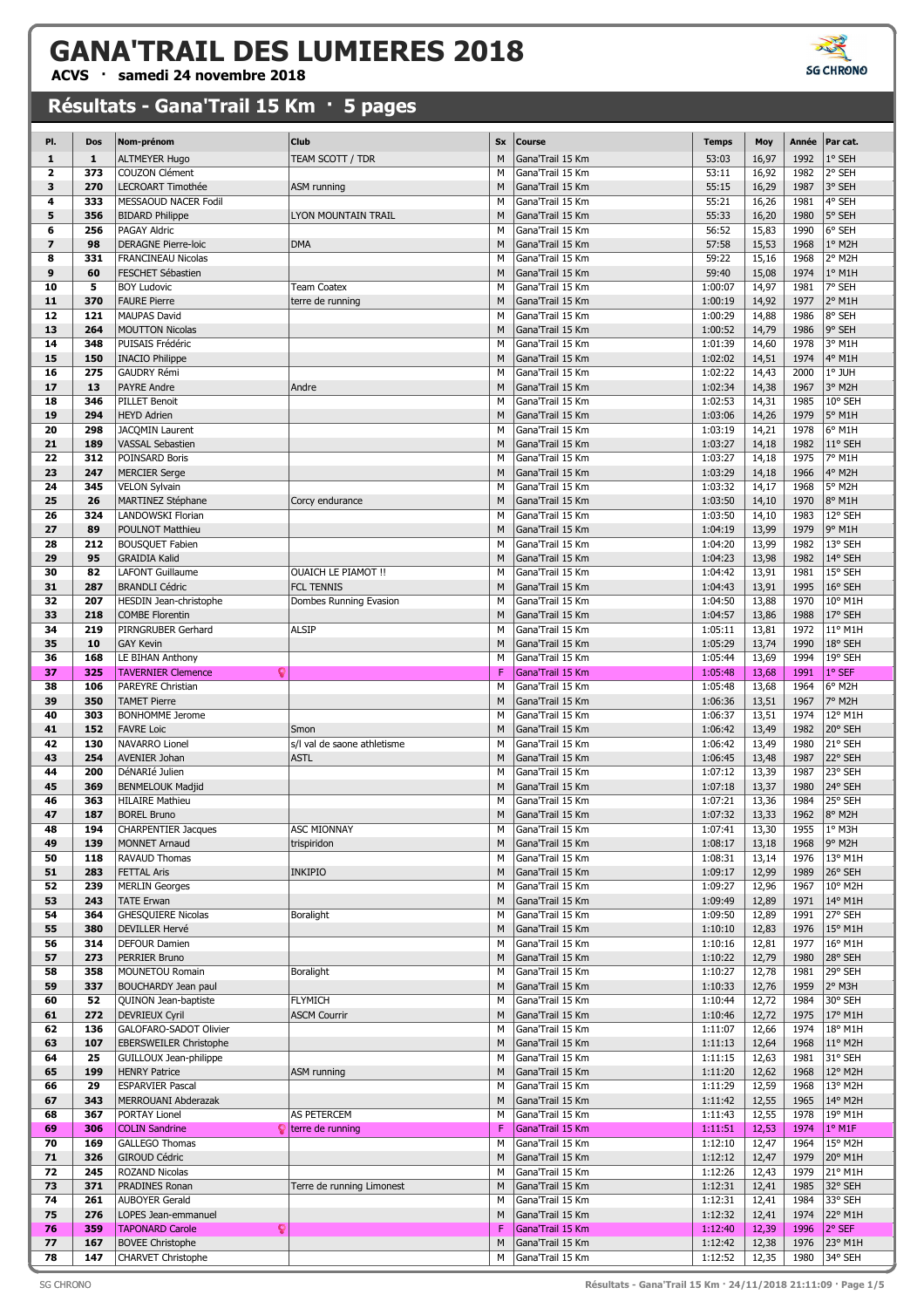# GANA'TRAIL DES LUMIERES 2018

**ACVS · samedi 24 novembre 2018**

## Résultats - Gana'Trail 15 Km · 5 pages

| Pl. | Dos | Nom-prénom | Club | Sx | Course | Temps | Moy | Année | Par cat. |
|---|---|---|---|---|---|---|---|---|---|
| 1 | 1 | ALTMEYER Hugo | TEAM SCOTT / TDR | M | Gana'Trail 15 Km | 53:03 | 16,97 | 1992 | 1° SEH |
| 2 | 373 | COUZON Clément | | M | Gana'Trail 15 Km | 53:11 | 16,92 | 1982 | 2° SEH |
| 3 | 270 | LECROART Timothée | ASM running | M | Gana'Trail 15 Km | 55:15 | 16,29 | 1987 | 3° SEH |
| 4 | 333 | MESSAOUD NACER Fodil | | M | Gana'Trail 15 Km | 55:21 | 16,26 | 1981 | 4° SEH |
| 5 | 356 | BIDARD Philippe | LYON MOUNTAIN TRAIL | M | Gana'Trail 15 Km | 55:33 | 16,20 | 1980 | 5° SEH |
| 6 | 256 | PAGAY Aldric | | M | Gana'Trail 15 Km | 56:52 | 15,83 | 1990 | 6° SEH |
| 7 | 98 | DERAGNE Pierre-loic | DMA | M | Gana'Trail 15 Km | 57:58 | 15,53 | 1968 | 1° M2H |
| 8 | 331 | FRANCINEAU Nicolas | | M | Gana'Trail 15 Km | 59:22 | 15,16 | 1968 | 2° M2H |
| 9 | 60 | FESCHET Sébastien | | M | Gana'Trail 15 Km | 59:40 | 15,08 | 1974 | 1° M1H |
| 10 | 5 | BOY Ludovic | Team Coatex | M | Gana'Trail 15 Km | 1:00:07 | 14,97 | 1981 | 7° SEH |
| 11 | 370 | FAURE Pierre | terre de running | M | Gana'Trail 15 Km | 1:00:19 | 14,92 | 1977 | 2° M1H |
| 12 | 121 | MAUPAS David | | M | Gana'Trail 15 Km | 1:00:29 | 14,88 | 1986 | 8° SEH |
| 13 | 264 | MOUTTON Nicolas | | M | Gana'Trail 15 Km | 1:00:52 | 14,79 | 1986 | 9° SEH |
| 14 | 348 | PUISAIS Frédéric | | M | Gana'Trail 15 Km | 1:01:39 | 14,60 | 1978 | 3° M1H |
| 15 | 150 | INACIO Philippe | | M | Gana'Trail 15 Km | 1:02:02 | 14,51 | 1974 | 4° M1H |
| 16 | 275 | GAUDRY Rémi | | M | Gana'Trail 15 Km | 1:02:22 | 14,43 | 2000 | 1° JUH |
| 17 | 13 | PAYRE Andre | Andre | M | Gana'Trail 15 Km | 1:02:34 | 14,38 | 1967 | 3° M2H |
| 18 | 346 | PILLET Benoit | | M | Gana'Trail 15 Km | 1:02:53 | 14,31 | 1985 | 10° SEH |
| 19 | 294 | HEYD Adrien | | M | Gana'Trail 15 Km | 1:03:06 | 14,26 | 1979 | 5° M1H |
| 20 | 298 | JACQMIN Laurent | | M | Gana'Trail 15 Km | 1:03:19 | 14,21 | 1978 | 6° M1H |
| 21 | 189 | VASSAL Sebastien | | M | Gana'Trail 15 Km | 1:03:27 | 14,18 | 1982 | 11° SEH |
| 22 | 312 | POINSARD Boris | | M | Gana'Trail 15 Km | 1:03:27 | 14,18 | 1975 | 7° M1H |
| 23 | 247 | MERCIER Serge | | M | Gana'Trail 15 Km | 1:03:29 | 14,18 | 1966 | 4° M2H |
| 24 | 345 | VELON Sylvain | | M | Gana'Trail 15 Km | 1:03:32 | 14,17 | 1968 | 5° M2H |
| 25 | 26 | MARTINEZ Stéphane | Corcy endurance | M | Gana'Trail 15 Km | 1:03:50 | 14,10 | 1970 | 8° M1H |
| 26 | 324 | LANDOWSKI Florian | | M | Gana'Trail 15 Km | 1:03:50 | 14,10 | 1983 | 12° SEH |
| 27 | 89 | POULNOT Matthieu | | M | Gana'Trail 15 Km | 1:04:19 | 13,99 | 1979 | 9° M1H |
| 28 | 212 | BOUSQUET Fabien | | M | Gana'Trail 15 Km | 1:04:20 | 13,99 | 1982 | 13° SEH |
| 29 | 95 | GRAIDIA Kalid | | M | Gana'Trail 15 Km | 1:04:23 | 13,98 | 1982 | 14° SEH |
| 30 | 82 | LAFONT Guillaume | OUAICH LE PIAMOT !! | M | Gana'Trail 15 Km | 1:04:42 | 13,91 | 1981 | 15° SEH |
| 31 | 287 | BRANDLI Cédric | FCL TENNIS | M | Gana'Trail 15 Km | 1:04:43 | 13,91 | 1995 | 16° SEH |
| 32 | 207 | HESDIN Jean-christophe | Dombes Running Evasion | M | Gana'Trail 15 Km | 1:04:50 | 13,88 | 1970 | 10° M1H |
| 33 | 218 | COMBE Florentin | | M | Gana'Trail 15 Km | 1:04:57 | 13,86 | 1988 | 17° SEH |
| 34 | 219 | PIRNGRUBER Gerhard | ALSIP | M | Gana'Trail 15 Km | 1:05:11 | 13,81 | 1972 | 11° M1H |
| 35 | 10 | GAY Kevin | | M | Gana'Trail 15 Km | 1:05:29 | 13,74 | 1990 | 18° SEH |
| 36 | 168 | LE BIHAN Anthony | | M | Gana'Trail 15 Km | 1:05:44 | 13,69 | 1994 | 19° SEH |
| 37 | 325 | TAVERNIER Clemence | | F | Gana'Trail 15 Km | 1:05:48 | 13,68 | 1991 | 1° SEF |
| 38 | 106 | PAREYRE Christian | | M | Gana'Trail 15 Km | 1:05:48 | 13,68 | 1964 | 6° M2H |
| 39 | 350 | TAMET Pierre | | M | Gana'Trail 15 Km | 1:06:36 | 13,51 | 1967 | 7° M2H |
| 40 | 303 | BONHOMME Jerome | | M | Gana'Trail 15 Km | 1:06:37 | 13,51 | 1974 | 12° M1H |
| 41 | 152 | FAVRE Loic | Smon | M | Gana'Trail 15 Km | 1:06:42 | 13,49 | 1982 | 20° SEH |
| 42 | 130 | NAVARRO Lionel | s/l val de saone athletisme | M | Gana'Trail 15 Km | 1:06:42 | 13,49 | 1980 | 21° SEH |
| 43 | 254 | AVENIER Johan | ASTL | M | Gana'Trail 15 Km | 1:06:45 | 13,48 | 1987 | 22° SEH |
| 44 | 200 | DéNARIé Julien | | M | Gana'Trail 15 Km | 1:07:12 | 13,39 | 1987 | 23° SEH |
| 45 | 369 | BENMELOUK Madjid | | M | Gana'Trail 15 Km | 1:07:18 | 13,37 | 1980 | 24° SEH |
| 46 | 363 | HILAIRE Mathieu | | M | Gana'Trail 15 Km | 1:07:21 | 13,36 | 1984 | 25° SEH |
| 47 | 187 | BOREL Bruno | | M | Gana'Trail 15 Km | 1:07:32 | 13,33 | 1962 | 8° M2H |
| 48 | 194 | CHARPENTIER Jacques | ASC MIONNAY | M | Gana'Trail 15 Km | 1:07:41 | 13,30 | 1955 | 1° M3H |
| 49 | 139 | MONNET Arnaud | trispiridon | M | Gana'Trail 15 Km | 1:08:17 | 13,18 | 1968 | 9° M2H |
| 50 | 118 | RAVAUD Thomas | | M | Gana'Trail 15 Km | 1:08:31 | 13,14 | 1976 | 13° M1H |
| 51 | 283 | FETTAL Aris | INKIPIO | M | Gana'Trail 15 Km | 1:09:17 | 12,99 | 1989 | 26° SEH |
| 52 | 239 | MERLIN Georges | | M | Gana'Trail 15 Km | 1:09:27 | 12,96 | 1967 | 10° M2H |
| 53 | 243 | TATE Erwan | | M | Gana'Trail 15 Km | 1:09:49 | 12,89 | 1971 | 14° M1H |
| 54 | 364 | GHESQUIERE Nicolas | Boralight | M | Gana'Trail 15 Km | 1:09:50 | 12,89 | 1991 | 27° SEH |
| 55 | 380 | DEVILLER Hervé | | M | Gana'Trail 15 Km | 1:10:10 | 12,83 | 1976 | 15° M1H |
| 56 | 314 | DEFOUR Damien | | M | Gana'Trail 15 Km | 1:10:16 | 12,81 | 1977 | 16° M1H |
| 57 | 273 | PERRIER Bruno | | M | Gana'Trail 15 Km | 1:10:22 | 12,79 | 1980 | 28° SEH |
| 58 | 358 | MOUNETOU Romain | Boralight | M | Gana'Trail 15 Km | 1:10:27 | 12,78 | 1981 | 29° SEH |
| 59 | 337 | BOUCHARDY Jean paul | | M | Gana'Trail 15 Km | 1:10:33 | 12,76 | 1959 | 2° M3H |
| 60 | 52 | QUINON Jean-baptiste | FLYMICH | M | Gana'Trail 15 Km | 1:10:44 | 12,72 | 1984 | 30° SEH |
| 61 | 272 | DEVRIEUX Cyril | ASCM Courrir | M | Gana'Trail 15 Km | 1:10:46 | 12,72 | 1975 | 17° M1H |
| 62 | 136 | GALOFARO-SADOT Olivier | | M | Gana'Trail 15 Km | 1:11:07 | 12,66 | 1974 | 18° M1H |
| 63 | 107 | EBERSWEILER Christophe | | M | Gana'Trail 15 Km | 1:11:13 | 12,64 | 1968 | 11° M2H |
| 64 | 25 | GUILLOUX Jean-philippe | | M | Gana'Trail 15 Km | 1:11:15 | 12,63 | 1981 | 31° SEH |
| 65 | 199 | HENRY Patrice | ASM running | M | Gana'Trail 15 Km | 1:11:20 | 12,62 | 1968 | 12° M2H |
| 66 | 29 | ESPARVIER Pascal | | M | Gana'Trail 15 Km | 1:11:29 | 12,59 | 1968 | 13° M2H |
| 67 | 343 | MERROUANI Abderazak | | M | Gana'Trail 15 Km | 1:11:42 | 12,55 | 1965 | 14° M2H |
| 68 | 367 | PORTAY Lionel | AS PETERCEM | M | Gana'Trail 15 Km | 1:11:43 | 12,55 | 1978 | 19° M1H |
| 69 | 306 | COLIN Sandrine | terre de running | F | Gana'Trail 15 Km | 1:11:51 | 12,53 | 1974 | 1° M1F |
| 70 | 169 | GALLEGO Thomas | | M | Gana'Trail 15 Km | 1:12:10 | 12,47 | 1964 | 15° M2H |
| 71 | 326 | GIROUD Cédric | | M | Gana'Trail 15 Km | 1:12:12 | 12,47 | 1979 | 20° M1H |
| 72 | 245 | ROZAND Nicolas | | M | Gana'Trail 15 Km | 1:12:26 | 12,43 | 1979 | 21° M1H |
| 73 | 371 | PRADINES Ronan | Terre de running Limonest | M | Gana'Trail 15 Km | 1:12:31 | 12,41 | 1985 | 32° SEH |
| 74 | 261 | AUBOYER Gerald | | M | Gana'Trail 15 Km | 1:12:31 | 12,41 | 1984 | 33° SEH |
| 75 | 276 | LOPES Jean-emmanuel | | M | Gana'Trail 15 Km | 1:12:32 | 12,41 | 1974 | 22° M1H |
| 76 | 359 | TAPONARD Carole | | F | Gana'Trail 15 Km | 1:12:40 | 12,39 | 1996 | 2° SEF |
| 77 | 167 | BOVEE Christophe | | M | Gana'Trail 15 Km | 1:12:42 | 12,38 | 1976 | 23° M1H |
| 78 | 147 | CHARVET Christophe | | M | Gana'Trail 15 Km | 1:12:52 | 12,35 | 1980 | 34° SEH |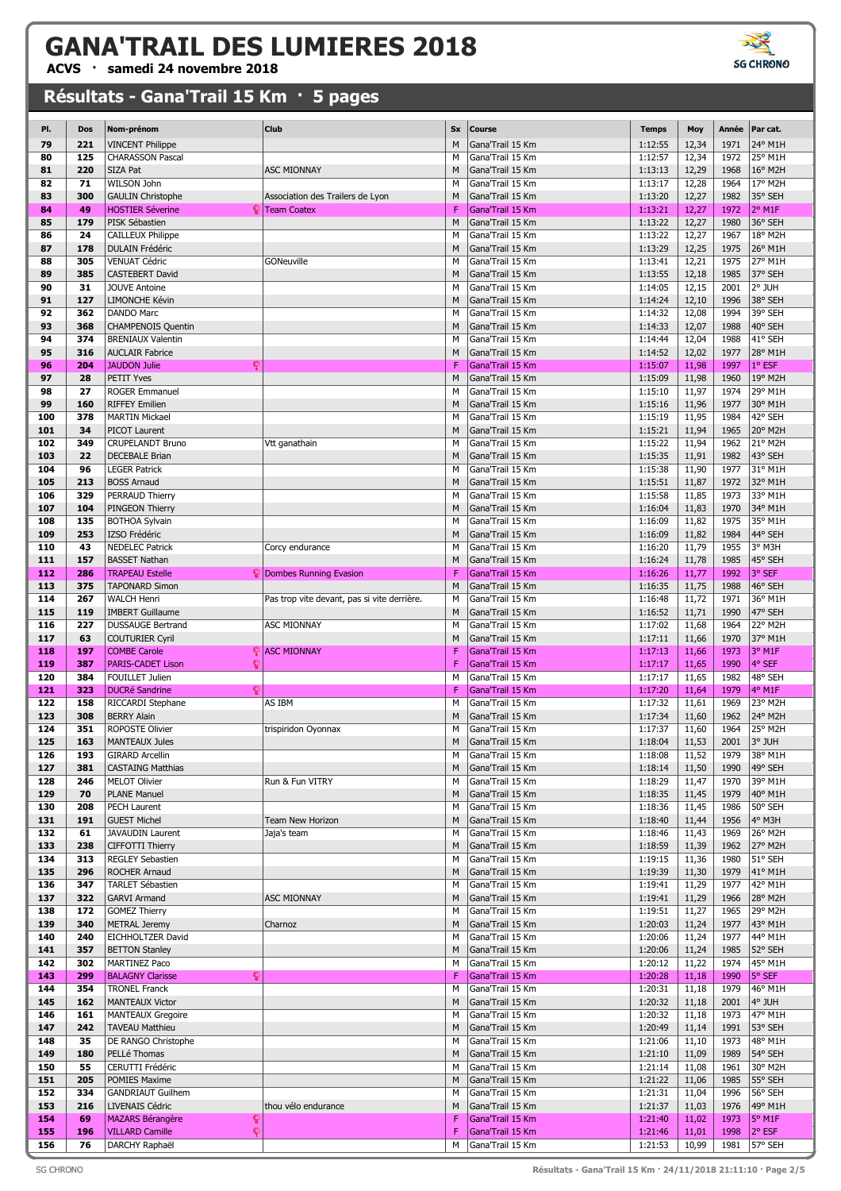# GANA'TRAIL DES LUMIERES 2018

**ACVS · samedi 24 novembre 2018**

## Résultats - Gana'Trail 15 Km · 5 pages

| Pl. | Dos | Nom-prénom | Club | Sx | Course | Temps | Moy | Année | Par cat. |
|---|---|---|---|---|---|---|---|---|---|
| 79 | 221 | VINCENT Philippe | | M | Gana'Trail 15 Km | 1:12:55 | 12,34 | 1971 | 24° M1H |
| 80 | 125 | CHARASSON Pascal | | M | Gana'Trail 15 Km | 1:12:57 | 12,34 | 1972 | 25° M1H |
| 81 | 220 | SIZA Pat | ASC MIONNAY | M | Gana'Trail 15 Km | 1:13:13 | 12,29 | 1968 | 16° M2H |
| 82 | 71 | WILSON John | | M | Gana'Trail 15 Km | 1:13:17 | 12,28 | 1964 | 17° M2H |
| 83 | 300 | GAULIN Christophe | Association des Trailers de Lyon | M | Gana'Trail 15 Km | 1:13:20 | 12,27 | 1982 | 35° SEH |
| 84 | 49 | HOSTIER Séverine | Team Coatex | F | Gana'Trail 15 Km | 1:13:21 | 12,27 | 1972 | 2° M1F |
| 85 | 179 | PISK Sébastien | | M | Gana'Trail 15 Km | 1:13:22 | 12,27 | 1980 | 36° SEH |
| 86 | 24 | CAILLEUX Philippe | | M | Gana'Trail 15 Km | 1:13:22 | 12,27 | 1967 | 18° M2H |
| 87 | 178 | DULAIN Frédéric | | M | Gana'Trail 15 Km | 1:13:29 | 12,25 | 1975 | 26° M1H |
| 88 | 305 | VENUAT Cédric | GONeuville | M | Gana'Trail 15 Km | 1:13:41 | 12,21 | 1975 | 27° M1H |
| 89 | 385 | CASTEBERT David | | M | Gana'Trail 15 Km | 1:13:55 | 12,18 | 1985 | 37° SEH |
| 90 | 31 | JOUVE Antoine | | M | Gana'Trail 15 Km | 1:14:05 | 12,15 | 2001 | 2° JUH |
| 91 | 127 | LIMONCHE Kévin | | M | Gana'Trail 15 Km | 1:14:24 | 12,10 | 1996 | 38° SEH |
| 92 | 362 | DANDO Marc | | M | Gana'Trail 15 Km | 1:14:32 | 12,08 | 1994 | 39° SEH |
| 93 | 368 | CHAMPENOIS Quentin | | M | Gana'Trail 15 Km | 1:14:33 | 12,07 | 1988 | 40° SEH |
| 94 | 374 | BRENIAUX Valentin | | M | Gana'Trail 15 Km | 1:14:44 | 12,04 | 1988 | 41° SEH |
| 95 | 316 | AUCLAIR Fabrice | | M | Gana'Trail 15 Km | 1:14:52 | 12,02 | 1977 | 28° M1H |
| 96 | 204 | JAUDON Julie | | F | Gana'Trail 15 Km | 1:15:07 | 11,98 | 1997 | 1° ESF |
| 97 | 28 | PETIT Yves | | M | Gana'Trail 15 Km | 1:15:09 | 11,98 | 1960 | 19° M2H |
| 98 | 27 | ROGER Emmanuel | | M | Gana'Trail 15 Km | 1:15:10 | 11,97 | 1974 | 29° M1H |
| 99 | 160 | RIFFEY Emilien | | M | Gana'Trail 15 Km | 1:15:16 | 11,96 | 1977 | 30° M1H |
| 100 | 378 | MARTIN Mickael | | M | Gana'Trail 15 Km | 1:15:19 | 11,95 | 1984 | 42° SEH |
| 101 | 34 | PICOT Laurent | | M | Gana'Trail 15 Km | 1:15:21 | 11,94 | 1965 | 20° M2H |
| 102 | 349 | CRUPELANDT Bruno | Vtt ganathain | M | Gana'Trail 15 Km | 1:15:22 | 11,94 | 1962 | 21° M2H |
| 103 | 22 | DECEBALE Brian | | M | Gana'Trail 15 Km | 1:15:35 | 11,91 | 1982 | 43° SEH |
| 104 | 96 | LEGER Patrick | | M | Gana'Trail 15 Km | 1:15:38 | 11,90 | 1977 | 31° M1H |
| 105 | 213 | BOSS Arnaud | | M | Gana'Trail 15 Km | 1:15:51 | 11,87 | 1972 | 32° M1H |
| 106 | 329 | PERRAUD Thierry | | M | Gana'Trail 15 Km | 1:15:58 | 11,85 | 1973 | 33° M1H |
| 107 | 104 | PINGEON Thierry | | M | Gana'Trail 15 Km | 1:16:04 | 11,83 | 1970 | 34° M1H |
| 108 | 135 | BOTHOA Sylvain | | M | Gana'Trail 15 Km | 1:16:09 | 11,82 | 1975 | 35° M1H |
| 109 | 253 | IZSO Frédéric | | M | Gana'Trail 15 Km | 1:16:09 | 11,82 | 1984 | 44° SEH |
| 110 | 43 | NEDELEC Patrick | Corcy endurance | M | Gana'Trail 15 Km | 1:16:20 | 11,79 | 1955 | 3° M3H |
| 111 | 157 | BASSET Nathan | | M | Gana'Trail 15 Km | 1:16:24 | 11,78 | 1985 | 45° SEH |
| 112 | 286 | TRAPEAU Estelle | Dombes Running Evasion | F | Gana'Trail 15 Km | 1:16:26 | 11,77 | 1992 | 3° SEF |
| 113 | 375 | TAPONARD Simon | | M | Gana'Trail 15 Km | 1:16:35 | 11,75 | 1988 | 46° SEH |
| 114 | 267 | WALCH Henri | Pas trop vite devant, pas si vite derrière. | M | Gana'Trail 15 Km | 1:16:48 | 11,72 | 1971 | 36° M1H |
| 115 | 119 | IMBERT Guillaume | | M | Gana'Trail 15 Km | 1:16:52 | 11,71 | 1990 | 47° SEH |
| 116 | 227 | DUSSAUGE Bertrand | ASC MIONNAY | M | Gana'Trail 15 Km | 1:17:02 | 11,68 | 1964 | 22° M2H |
| 117 | 63 | COUTURIER Cyril | | M | Gana'Trail 15 Km | 1:17:11 | 11,66 | 1970 | 37° M1H |
| 118 | 197 | COMBE Carole | ASC MIONNAY | F | Gana'Trail 15 Km | 1:17:13 | 11,66 | 1973 | 3° M1F |
| 119 | 387 | PARIS-CADET Lison | | F | Gana'Trail 15 Km | 1:17:17 | 11,65 | 1990 | 4° SEF |
| 120 | 384 | FOUILLET Julien | | M | Gana'Trail 15 Km | 1:17:17 | 11,65 | 1982 | 48° SEH |
| 121 | 323 | DUCRé Sandrine | | F | Gana'Trail 15 Km | 1:17:20 | 11,64 | 1979 | 4° M1F |
| 122 | 158 | RICCARDI Stephane | AS IBM | M | Gana'Trail 15 Km | 1:17:32 | 11,61 | 1969 | 23° M2H |
| 123 | 308 | BERRY Alain | | M | Gana'Trail 15 Km | 1:17:34 | 11,60 | 1962 | 24° M2H |
| 124 | 351 | ROPOSTE Olivier | trispiridon Oyonnax | M | Gana'Trail 15 Km | 1:17:37 | 11,60 | 1964 | 25° M2H |
| 125 | 163 | MANTEAUX Jules | | M | Gana'Trail 15 Km | 1:18:04 | 11,53 | 2001 | 3° JUH |
| 126 | 193 | GIRARD Arcellin | | M | Gana'Trail 15 Km | 1:18:08 | 11,52 | 1979 | 38° M1H |
| 127 | 381 | CASTAING Matthias | | M | Gana'Trail 15 Km | 1:18:14 | 11,50 | 1990 | 49° SEH |
| 128 | 246 | MELOT Olivier | Run & Fun VITRY | M | Gana'Trail 15 Km | 1:18:29 | 11,47 | 1970 | 39° M1H |
| 129 | 70 | PLANE Manuel | | M | Gana'Trail 15 Km | 1:18:35 | 11,45 | 1979 | 40° M1H |
| 130 | 208 | PECH Laurent | | M | Gana'Trail 15 Km | 1:18:36 | 11,45 | 1986 | 50° SEH |
| 131 | 191 | GUEST Michel | Team New Horizon | M | Gana'Trail 15 Km | 1:18:40 | 11,44 | 1956 | 4° M3H |
| 132 | 61 | JAVAUDIN Laurent | Jaja's team | M | Gana'Trail 15 Km | 1:18:46 | 11,43 | 1969 | 26° M2H |
| 133 | 238 | CIFFOTTI Thierry | | M | Gana'Trail 15 Km | 1:18:59 | 11,39 | 1962 | 27° M2H |
| 134 | 313 | REGLEY Sebastien | | M | Gana'Trail 15 Km | 1:19:15 | 11,36 | 1980 | 51° SEH |
| 135 | 296 | ROCHER Arnaud | | M | Gana'Trail 15 Km | 1:19:39 | 11,30 | 1979 | 41° M1H |
| 136 | 347 | TARLET Sébastien | | M | Gana'Trail 15 Km | 1:19:41 | 11,29 | 1977 | 42° M1H |
| 137 | 322 | GARVI Armand | ASC MIONNAY | M | Gana'Trail 15 Km | 1:19:41 | 11,29 | 1966 | 28° M2H |
| 138 | 172 | GOMEZ Thierry | | M | Gana'Trail 15 Km | 1:19:51 | 11,27 | 1965 | 29° M2H |
| 139 | 340 | METRAL Jeremy | Charnoz | M | Gana'Trail 15 Km | 1:20:03 | 11,24 | 1977 | 43° M1H |
| 140 | 240 | EICHHOLTZER David | | M | Gana'Trail 15 Km | 1:20:06 | 11,24 | 1977 | 44° M1H |
| 141 | 357 | BETTON Stanley | | M | Gana'Trail 15 Km | 1:20:06 | 11,24 | 1985 | 52° SEH |
| 142 | 302 | MARTINEZ Paco | | M | Gana'Trail 15 Km | 1:20:12 | 11,22 | 1974 | 45° M1H |
| 143 | 299 | BALAGNY Clarisse | | F | Gana'Trail 15 Km | 1:20:28 | 11,18 | 1990 | 5° SEF |
| 144 | 354 | TRONEL Franck | | M | Gana'Trail 15 Km | 1:20:31 | 11,18 | 1979 | 46° M1H |
| 145 | 162 | MANTEAUX Victor | | M | Gana'Trail 15 Km | 1:20:32 | 11,18 | 2001 | 4° JUH |
| 146 | 161 | MANTEAUX Gregoire | | M | Gana'Trail 15 Km | 1:20:32 | 11,18 | 1973 | 47° M1H |
| 147 | 242 | TAVEAU Matthieu | | M | Gana'Trail 15 Km | 1:20:49 | 11,14 | 1991 | 53° SEH |
| 148 | 35 | DE RANGO Christophe | | M | Gana'Trail 15 Km | 1:21:06 | 11,10 | 1973 | 48° M1H |
| 149 | 180 | PELLé Thomas | | M | Gana'Trail 15 Km | 1:21:10 | 11,09 | 1989 | 54° SEH |
| 150 | 55 | CERUTTI Frédéric | | M | Gana'Trail 15 Km | 1:21:14 | 11,08 | 1961 | 30° M2H |
| 151 | 205 | POMIES Maxime | | M | Gana'Trail 15 Km | 1:21:22 | 11,06 | 1985 | 55° SEH |
| 152 | 334 | GANDRIAUT Guilhem | | M | Gana'Trail 15 Km | 1:21:31 | 11,04 | 1996 | 56° SEH |
| 153 | 216 | LIVENAIS Cédric | thou vélo endurance | M | Gana'Trail 15 Km | 1:21:37 | 11,03 | 1976 | 49° M1H |
| 154 | 69 | MAZARS Bérangère | | F | Gana'Trail 15 Km | 1:21:40 | 11,02 | 1973 | 5° M1F |
| 155 | 196 | VILLARD Camille | | F | Gana'Trail 15 Km | 1:21:46 | 11,01 | 1998 | 2° ESF |
| 156 | 76 | DARCHY Raphaël | | M | Gana'Trail 15 Km | 1:21:53 | 10,99 | 1981 | 57° SEH |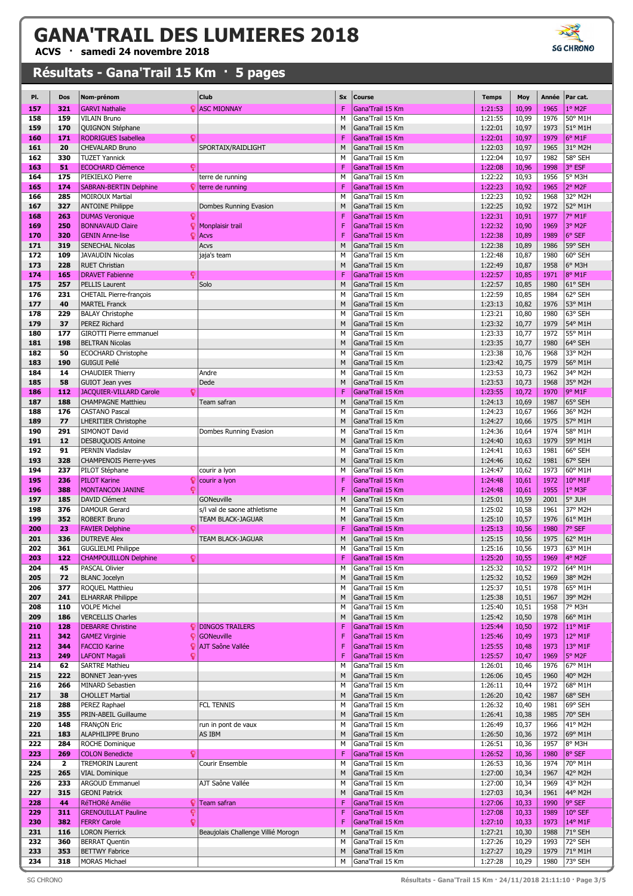# GANA'TRAIL DES LUMIERES 2018

**ACVS · samedi 24 novembre 2018**

## Résultats - Gana'Trail 15 Km · 5 pages

| Pl. | Dos | Nom-prénom | Club | Sx | Course | Temps | Moy | Année | Par cat. |
|---|---|---|---|---|---|---|---|---|---|
| 157 | 321 | GARVI Nathalie | ASC MIONNAY | F | Gana'Trail 15 Km | 1:21:53 | 10,99 | 1965 | 1° M2F |
| 158 | 159 | VILAIN Bruno | | M | Gana'Trail 15 Km | 1:21:55 | 10,99 | 1976 | 50° M1H |
| 159 | 170 | QUIGNON Stéphane | | M | Gana'Trail 15 Km | 1:22:01 | 10,97 | 1973 | 51° M1H |
| 160 | 171 | RODRIGUES Isabellea | | F | Gana'Trail 15 Km | 1:22:01 | 10,97 | 1979 | 6° M1F |
| 161 | 20 | CHEVALARD Bruno | SPORTAIX/RAIDLIGHT | M | Gana'Trail 15 Km | 1:22:03 | 10,97 | 1965 | 31° M2H |
| 162 | 330 | TUZET Yannick | | M | Gana'Trail 15 Km | 1:22:04 | 10,97 | 1982 | 58° SEH |
| 163 | 51 | ECOCHARD Clémence | | F | Gana'Trail 15 Km | 1:22:08 | 10,96 | 1998 | 3° ESF |
| 164 | 175 | PIEKIELKO Pierre | terre de running | M | Gana'Trail 15 Km | 1:22:22 | 10,93 | 1956 | 5° M3H |
| 165 | 174 | SABRAN-BERTIN Delphine | terre de running | F | Gana'Trail 15 Km | 1:22:23 | 10,92 | 1965 | 2° M2F |
| 166 | 285 | MOIROUX Martial | | M | Gana'Trail 15 Km | 1:22:23 | 10,92 | 1968 | 32° M2H |
| 167 | 327 | ANTOINE Philippe | Dombes Running Evasion | M | Gana'Trail 15 Km | 1:22:25 | 10,92 | 1972 | 52° M1H |
| 168 | 263 | DUMAS Veronique | | F | Gana'Trail 15 Km | 1:22:31 | 10,91 | 1977 | 7° M1F |
| 169 | 250 | BONNAVAUD Claire | Monplaisir trail | F | Gana'Trail 15 Km | 1:22:32 | 10,90 | 1969 | 3° M2F |
| 170 | 320 | GENIN Anne-lise | Acvs | F | Gana'Trail 15 Km | 1:22:38 | 10,89 | 1989 | 6° SEF |
| 171 | 319 | SENECHAL Nicolas | Acvs | M | Gana'Trail 15 Km | 1:22:38 | 10,89 | 1986 | 59° SEH |
| 172 | 109 | JAVAUDIN Nicolas | jaja's team | M | Gana'Trail 15 Km | 1:22:48 | 10,87 | 1980 | 60° SEH |
| 173 | 228 | RUET Christian | | M | Gana'Trail 15 Km | 1:22:49 | 10,87 | 1958 | 6° M3H |
| 174 | 165 | DRAVET Fabienne | | F | Gana'Trail 15 Km | 1:22:57 | 10,85 | 1971 | 8° M1F |
| 175 | 257 | PELLIS Laurent | Solo | M | Gana'Trail 15 Km | 1:22:57 | 10,85 | 1980 | 61° SEH |
| 176 | 231 | CHETAIL Pierre-françois | | M | Gana'Trail 15 Km | 1:22:59 | 10,85 | 1984 | 62° SEH |
| 177 | 40 | MARTEL Franck | | M | Gana'Trail 15 Km | 1:23:13 | 10,82 | 1976 | 53° M1H |
| 178 | 229 | BALAY Christophe | | M | Gana'Trail 15 Km | 1:23:21 | 10,80 | 1980 | 63° SEH |
| 179 | 37 | PEREZ Richard | | M | Gana'Trail 15 Km | 1:23:32 | 10,77 | 1979 | 54° M1H |
| 180 | 177 | GIROTTI Pierre emmanuel | | M | Gana'Trail 15 Km | 1:23:33 | 10,77 | 1972 | 55° M1H |
| 181 | 198 | BELTRAN Nicolas | | M | Gana'Trail 15 Km | 1:23:35 | 10,77 | 1980 | 64° SEH |
| 182 | 50 | ECOCHARD Christophe | | M | Gana'Trail 15 Km | 1:23:38 | 10,76 | 1968 | 33° M2H |
| 183 | 190 | GUIGUI Pellé | | M | Gana'Trail 15 Km | 1:23:42 | 10,75 | 1979 | 56° M1H |
| 184 | 14 | CHAUDIER Thierry | Andre | M | Gana'Trail 15 Km | 1:23:53 | 10,73 | 1962 | 34° M2H |
| 185 | 58 | GUIOT Jean yves | Dede | M | Gana'Trail 15 Km | 1:23:53 | 10,73 | 1968 | 35° M2H |
| 186 | 112 | JACQUIER-VILLARD Carole | | F | Gana'Trail 15 Km | 1:23:55 | 10,72 | 1970 | 9° M1F |
| 187 | 188 | CHAMPAGNE Matthieu | Team safran | M | Gana'Trail 15 Km | 1:24:13 | 10,69 | 1987 | 65° SEH |
| 188 | 176 | CASTANO Pascal | | M | Gana'Trail 15 Km | 1:24:23 | 10,67 | 1966 | 36° M2H |
| 189 | 77 | LHERITIER Christophe | | M | Gana'Trail 15 Km | 1:24:27 | 10,66 | 1975 | 57° M1H |
| 190 | 291 | SIMONOT David | Dombes Running Evasion | M | Gana'Trail 15 Km | 1:24:36 | 10,64 | 1974 | 58° M1H |
| 191 | 12 | DESBUQUOIS Antoine | | M | Gana'Trail 15 Km | 1:24:40 | 10,63 | 1979 | 59° M1H |
| 192 | 91 | PERNIN Vladislav | | M | Gana'Trail 15 Km | 1:24:41 | 10,63 | 1981 | 66° SEH |
| 193 | 328 | CHAMPENOIS Pierre-yves | | M | Gana'Trail 15 Km | 1:24:46 | 10,62 | 1981 | 67° SEH |
| 194 | 237 | PILOT Stéphane | courir a lyon | M | Gana'Trail 15 Km | 1:24:47 | 10,62 | 1973 | 60° M1H |
| 195 | 236 | PILOT Karine | courir a lyon | F | Gana'Trail 15 Km | 1:24:48 | 10,61 | 1972 | 10° M1F |
| 196 | 388 | MONTANCON JANINE | | F | Gana'Trail 15 Km | 1:24:48 | 10,61 | 1955 | 1° M3F |
| 197 | 185 | DAVID Clément | GONeuville | M | Gana'Trail 15 Km | 1:25:01 | 10,59 | 2001 | 5° JUH |
| 198 | 376 | DAMOUR Gerard | s/l val de saone athletisme | M | Gana'Trail 15 Km | 1:25:02 | 10,58 | 1961 | 37° M2H |
| 199 | 352 | ROBERT Bruno | TEAM BLACK-JAGUAR | M | Gana'Trail 15 Km | 1:25:10 | 10,57 | 1976 | 61° M1H |
| 200 | 23 | FAVIER Delphine | | F | Gana'Trail 15 Km | 1:25:13 | 10,56 | 1980 | 7° SEF |
| 201 | 336 | DUTREVE Alex | TEAM BLACK-JAGUAR | M | Gana'Trail 15 Km | 1:25:15 | 10,56 | 1975 | 62° M1H |
| 202 | 361 | GUGLIELMI Philippe | | M | Gana'Trail 15 Km | 1:25:16 | 10,56 | 1973 | 63° M1H |
| 203 | 122 | CHAMPOUILLON Delphine | | F | Gana'Trail 15 Km | 1:25:20 | 10,55 | 1969 | 4° M2F |
| 204 | 45 | PASCAL Olivier | | M | Gana'Trail 15 Km | 1:25:32 | 10,52 | 1972 | 64° M1H |
| 205 | 72 | BLANC Jocelyn | | M | Gana'Trail 15 Km | 1:25:32 | 10,52 | 1969 | 38° M2H |
| 206 | 377 | ROQUEL Matthieu | | M | Gana'Trail 15 Km | 1:25:37 | 10,51 | 1978 | 65° M1H |
| 207 | 241 | ELHARRAR Philippe | | M | Gana'Trail 15 Km | 1:25:38 | 10,51 | 1967 | 39° M2H |
| 208 | 110 | VOLPE Michel | | M | Gana'Trail 15 Km | 1:25:40 | 10,51 | 1958 | 7° M3H |
| 209 | 186 | VERCELLIS Charles | | M | Gana'Trail 15 Km | 1:25:42 | 10,50 | 1978 | 66° M1H |
| 210 | 128 | DEBARRE Christine | DINGOS TRAILERS | F | Gana'Trail 15 Km | 1:25:44 | 10,50 | 1972 | 11° M1F |
| 211 | 342 | GAMEZ Virginie | GONeuville | F | Gana'Trail 15 Km | 1:25:46 | 10,49 | 1973 | 12° M1F |
| 212 | 344 | FACCIO Karine | AJT Saône Vallée | F | Gana'Trail 15 Km | 1:25:55 | 10,48 | 1973 | 13° M1F |
| 213 | 249 | LAFONT Magali | | F | Gana'Trail 15 Km | 1:25:57 | 10,47 | 1969 | 5° M2F |
| 214 | 62 | SARTRE Mathieu | | M | Gana'Trail 15 Km | 1:26:01 | 10,46 | 1976 | 67° M1H |
| 215 | 222 | BONNET Jean-yves | | M | Gana'Trail 15 Km | 1:26:06 | 10,45 | 1960 | 40° M2H |
| 216 | 266 | MINARD Sebastien | | M | Gana'Trail 15 Km | 1:26:11 | 10,44 | 1972 | 68° M1H |
| 217 | 38 | CHOLLET Martial | | M | Gana'Trail 15 Km | 1:26:20 | 10,42 | 1987 | 68° SEH |
| 218 | 288 | PEREZ Raphael | FCL TENNIS | M | Gana'Trail 15 Km | 1:26:32 | 10,40 | 1981 | 69° SEH |
| 219 | 355 | PRIN-ABEIL Guillaume | | M | Gana'Trail 15 Km | 1:26:41 | 10,38 | 1985 | 70° SEH |
| 220 | 148 | FRANçON Eric | run in pont de vaux | M | Gana'Trail 15 Km | 1:26:49 | 10,37 | 1966 | 41° M2H |
| 221 | 183 | ALAPHILIPPE Bruno | AS IBM | M | Gana'Trail 15 Km | 1:26:50 | 10,36 | 1972 | 69° M1H |
| 222 | 284 | ROCHE Dominique | | M | Gana'Trail 15 Km | 1:26:51 | 10,36 | 1957 | 8° M3H |
| 223 | 269 | COLON Benedicte | | F | Gana'Trail 15 Km | 1:26:52 | 10,36 | 1980 | 8° SEF |
| 224 | 2 | TREMORIN Laurent | Courir Ensemble | M | Gana'Trail 15 Km | 1:26:53 | 10,36 | 1974 | 70° M1H |
| 225 | 265 | VIAL Dominique | | M | Gana'Trail 15 Km | 1:27:00 | 10,34 | 1967 | 42° M2H |
| 226 | 233 | ARGOUD Emmanuel | AJT Saône Vallée | M | Gana'Trail 15 Km | 1:27:00 | 10,34 | 1969 | 43° M2H |
| 227 | 315 | GEONI Patrick | | M | Gana'Trail 15 Km | 1:27:03 | 10,34 | 1961 | 44° M2H |
| 228 | 44 | RéTHORé Amélie | Team safran | F | Gana'Trail 15 Km | 1:27:06 | 10,33 | 1990 | 9° SEF |
| 229 | 311 | GRENOUILLAT Pauline | | F | Gana'Trail 15 Km | 1:27:08 | 10,33 | 1989 | 10° SEF |
| 230 | 382 | FERRY Carole | | F | Gana'Trail 15 Km | 1:27:10 | 10,33 | 1973 | 14° M1F |
| 231 | 116 | LORON Pierrick | Beaujolais Challenge Villié Morogn | M | Gana'Trail 15 Km | 1:27:21 | 10,30 | 1988 | 71° SEH |
| 232 | 360 | BERRAT Quentin | | M | Gana'Trail 15 Km | 1:27:26 | 10,29 | 1993 | 72° SEH |
| 233 | 353 | BETTWY Fabrice | | M | Gana'Trail 15 Km | 1:27:27 | 10,29 | 1979 | 71° M1H |
| 234 | 318 | MORAS Michael | | M | Gana'Trail 15 Km | 1:27:28 | 10,29 | 1980 | 73° SEH |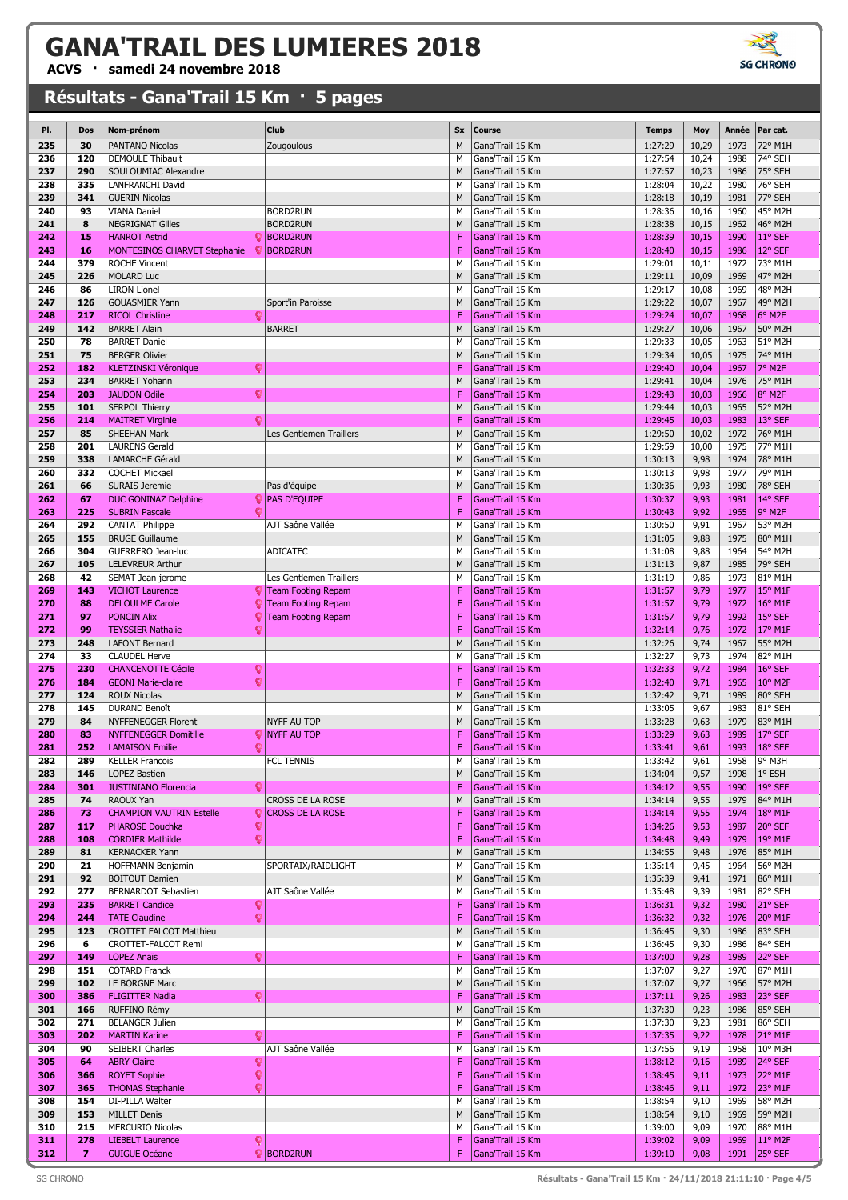# GANA'TRAIL DES LUMIERES 2018

**ACVS · samedi 24 novembre 2018**

## Résultats - Gana'Trail 15 Km · 5 pages

| Pl. | Dos | Nom-prénom | Club | Sx | Course | Temps | Moy | Année | Par cat. |
|---|---|---|---|---|---|---|---|---|---|
| 235 | 30 | PANTANO Nicolas | Zougoulous | M | Gana'Trail 15 Km | 1:27:29 | 10,29 | 1973 | 72° M1H |
| 236 | 120 | DEMOULE Thibault | | M | Gana'Trail 15 Km | 1:27:54 | 10,24 | 1988 | 74° SEH |
| 237 | 290 | SOULOUMIAC Alexandre | | M | Gana'Trail 15 Km | 1:27:57 | 10,23 | 1986 | 75° SEH |
| 238 | 335 | LANFRANCHI David | | M | Gana'Trail 15 Km | 1:28:04 | 10,22 | 1980 | 76° SEH |
| 239 | 341 | GUERIN Nicolas | | M | Gana'Trail 15 Km | 1:28:18 | 10,19 | 1981 | 77° SEH |
| 240 | 93 | VIANA Daniel | BORD2RUN | M | Gana'Trail 15 Km | 1:28:36 | 10,16 | 1960 | 45° M2H |
| 241 | 8 | NEGRIGNAT Gilles | BORD2RUN | M | Gana'Trail 15 Km | 1:28:38 | 10,15 | 1962 | 46° M2H |
| 242 | 15 | HANROT Astrid | BORD2RUN | F | Gana'Trail 15 Km | 1:28:39 | 10,15 | 1990 | 11° SEF |
| 243 | 16 | MONTESINOS CHARVET Stephanie | BORD2RUN | F | Gana'Trail 15 Km | 1:28:40 | 10,15 | 1986 | 12° SEF |
| 244 | 379 | ROCHE Vincent | | M | Gana'Trail 15 Km | 1:29:01 | 10,11 | 1972 | 73° M1H |
| 245 | 226 | MOLARD Luc | | M | Gana'Trail 15 Km | 1:29:11 | 10,09 | 1969 | 47° M2H |
| 246 | 86 | LIRON Lionel | | M | Gana'Trail 15 Km | 1:29:17 | 10,08 | 1969 | 48° M2H |
| 247 | 126 | GOUASMIER Yann | Sport'in Paroisse | M | Gana'Trail 15 Km | 1:29:22 | 10,07 | 1967 | 49° M2H |
| 248 | 217 | RICOL Christine | | F | Gana'Trail 15 Km | 1:29:24 | 10,07 | 1968 | 6° M2F |
| 249 | 142 | BARRET Alain | BARRET | M | Gana'Trail 15 Km | 1:29:27 | 10,06 | 1967 | 50° M2H |
| 250 | 78 | BARRET Daniel | | M | Gana'Trail 15 Km | 1:29:33 | 10,05 | 1963 | 51° M2H |
| 251 | 75 | BERGER Olivier | | M | Gana'Trail 15 Km | 1:29:34 | 10,05 | 1975 | 74° M1H |
| 252 | 182 | KLETZINSKI Véronique | | F | Gana'Trail 15 Km | 1:29:40 | 10,04 | 1967 | 7° M2F |
| 253 | 234 | BARRET Yohann | | M | Gana'Trail 15 Km | 1:29:41 | 10,04 | 1976 | 75° M1H |
| 254 | 203 | JAUDON Odile | | F | Gana'Trail 15 Km | 1:29:43 | 10,03 | 1966 | 8° M2F |
| 255 | 101 | SERPOL Thierry | | M | Gana'Trail 15 Km | 1:29:44 | 10,03 | 1965 | 52° M2H |
| 256 | 214 | MAITRET Virginie | | F | Gana'Trail 15 Km | 1:29:45 | 10,03 | 1983 | 13° SEF |
| 257 | 85 | SHEEHAN Mark | Les Gentlemen Traillers | M | Gana'Trail 15 Km | 1:29:50 | 10,02 | 1972 | 76° M1H |
| 258 | 201 | LAURENS Gerald | | M | Gana'Trail 15 Km | 1:29:59 | 10,00 | 1975 | 77° M1H |
| 259 | 338 | LAMARCHE Gérald | | M | Gana'Trail 15 Km | 1:30:13 | 9,98 | 1974 | 78° M1H |
| 260 | 332 | COCHET Mickael | | M | Gana'Trail 15 Km | 1:30:13 | 9,98 | 1977 | 79° M1H |
| 261 | 66 | SURAIS Jeremie | Pas d'équipe | M | Gana'Trail 15 Km | 1:30:36 | 9,93 | 1980 | 78° SEH |
| 262 | 67 | DUC GONINAZ Delphine | PAS D'EQUIPE | F | Gana'Trail 15 Km | 1:30:37 | 9,93 | 1981 | 14° SEF |
| 263 | 225 | SUBRIN Pascale | | F | Gana'Trail 15 Km | 1:30:43 | 9,92 | 1965 | 9° M2F |
| 264 | 292 | CANTAT Philippe | AJT Saône Vallée | M | Gana'Trail 15 Km | 1:30:50 | 9,91 | 1967 | 53° M2H |
| 265 | 155 | BRUGE Guillaume | | M | Gana'Trail 15 Km | 1:31:05 | 9,88 | 1975 | 80° M1H |
| 266 | 304 | GUERRERO Jean-luc | ADICATEC | M | Gana'Trail 15 Km | 1:31:08 | 9,88 | 1964 | 54° M2H |
| 267 | 105 | LELEVREUR Arthur | | M | Gana'Trail 15 Km | 1:31:13 | 9,87 | 1985 | 79° SEH |
| 268 | 42 | SEMAT Jean jerome | Les Gentlemen Traillers | M | Gana'Trail 15 Km | 1:31:19 | 9,86 | 1973 | 81° M1H |
| 269 | 143 | VICHOT Laurence | Team Footing Repam | F | Gana'Trail 15 Km | 1:31:57 | 9,79 | 1977 | 15° M1F |
| 270 | 88 | DELOULME Carole | Team Footing Repam | F | Gana'Trail 15 Km | 1:31:57 | 9,79 | 1972 | 16° M1F |
| 271 | 97 | PONCIN Alix | Team Footing Repam | F | Gana'Trail 15 Km | 1:31:57 | 9,79 | 1992 | 15° SEF |
| 272 | 99 | TEYSSIER Nathalie | | F | Gana'Trail 15 Km | 1:32:14 | 9,76 | 1972 | 17° M1F |
| 273 | 248 | LAFONT Bernard | | M | Gana'Trail 15 Km | 1:32:26 | 9,74 | 1967 | 55° M2H |
| 274 | 33 | CLAUDEL Herve | | M | Gana'Trail 15 Km | 1:32:27 | 9,73 | 1974 | 82° M1H |
| 275 | 230 | CHANCENOTTE Cécile | | F | Gana'Trail 15 Km | 1:32:33 | 9,72 | 1984 | 16° SEF |
| 276 | 184 | GEONI Marie-claire | | F | Gana'Trail 15 Km | 1:32:40 | 9,71 | 1965 | 10° M2F |
| 277 | 124 | ROUX Nicolas | | M | Gana'Trail 15 Km | 1:32:42 | 9,71 | 1989 | 80° SEH |
| 278 | 145 | DURAND Benoît | | M | Gana'Trail 15 Km | 1:33:05 | 9,67 | 1983 | 81° SEH |
| 279 | 84 | NYFFENEGGER Florent | NYFF AU TOP | M | Gana'Trail 15 Km | 1:33:28 | 9,63 | 1979 | 83° M1H |
| 280 | 83 | NYFFENEGGER Domitille | NYFF AU TOP | F | Gana'Trail 15 Km | 1:33:29 | 9,63 | 1989 | 17° SEF |
| 281 | 252 | LAMAISON Emilie | | F | Gana'Trail 15 Km | 1:33:41 | 9,61 | 1993 | 18° SEF |
| 282 | 289 | KELLER Francois | FCL TENNIS | M | Gana'Trail 15 Km | 1:33:42 | 9,61 | 1958 | 9° M3H |
| 283 | 146 | LOPEZ Bastien | | M | Gana'Trail 15 Km | 1:34:04 | 9,57 | 1998 | 1° ESH |
| 284 | 301 | JUSTINIANO Florencia | | F | Gana'Trail 15 Km | 1:34:12 | 9,55 | 1990 | 19° SEF |
| 285 | 74 | RAOUX Yan | CROSS DE LA ROSE | M | Gana'Trail 15 Km | 1:34:14 | 9,55 | 1979 | 84° M1H |
| 286 | 73 | CHAMPION VAUTRIN Estelle | CROSS DE LA ROSE | F | Gana'Trail 15 Km | 1:34:14 | 9,55 | 1974 | 18° M1F |
| 287 | 117 | PHAROSE Douchka | | F | Gana'Trail 15 Km | 1:34:26 | 9,53 | 1987 | 20° SEF |
| 288 | 108 | CORDIER Mathilde | | F | Gana'Trail 15 Km | 1:34:48 | 9,49 | 1979 | 19° M1F |
| 289 | 81 | KERNACKER Yann | | M | Gana'Trail 15 Km | 1:34:55 | 9,48 | 1976 | 85° M1H |
| 290 | 21 | HOFFMANN Benjamin | SPORTAIX/RAIDLIGHT | M | Gana'Trail 15 Km | 1:35:14 | 9,45 | 1964 | 56° M2H |
| 291 | 92 | BOITOUT Damien | | M | Gana'Trail 15 Km | 1:35:39 | 9,41 | 1971 | 86° M1H |
| 292 | 277 | BERNARDOT Sebastien | AJT Saône Vallée | M | Gana'Trail 15 Km | 1:35:48 | 9,39 | 1981 | 82° SEH |
| 293 | 235 | BARRET Candice | | F | Gana'Trail 15 Km | 1:36:31 | 9,32 | 1980 | 21° SEF |
| 294 | 244 | TATE Claudine | | F | Gana'Trail 15 Km | 1:36:32 | 9,32 | 1976 | 20° M1F |
| 295 | 123 | CROTTET FALCOT Matthieu | | M | Gana'Trail 15 Km | 1:36:45 | 9,30 | 1986 | 83° SEH |
| 296 | 6 | CROTTET-FALCOT Remi | | M | Gana'Trail 15 Km | 1:36:45 | 9,30 | 1986 | 84° SEH |
| 297 | 149 | LOPEZ Anaïs | | F | Gana'Trail 15 Km | 1:37:00 | 9,28 | 1989 | 22° SEF |
| 298 | 151 | COTARD Franck | | M | Gana'Trail 15 Km | 1:37:07 | 9,27 | 1970 | 87° M1H |
| 299 | 102 | LE BORGNE Marc | | M | Gana'Trail 15 Km | 1:37:07 | 9,27 | 1966 | 57° M2H |
| 300 | 386 | FLIGITTER Nadia | | F | Gana'Trail 15 Km | 1:37:11 | 9,26 | 1983 | 23° SEF |
| 301 | 166 | RUFFINO Rémy | | M | Gana'Trail 15 Km | 1:37:30 | 9,23 | 1986 | 85° SEH |
| 302 | 271 | BELANGER Julien | | M | Gana'Trail 15 Km | 1:37:30 | 9,23 | 1981 | 86° SEH |
| 303 | 202 | MARTIN Karine | | F | Gana'Trail 15 Km | 1:37:35 | 9,22 | 1978 | 21° M1F |
| 304 | 90 | SEIBERT Charles | AJT Saône Vallée | M | Gana'Trail 15 Km | 1:37:56 | 9,19 | 1958 | 10° M3H |
| 305 | 64 | ABRY Claire | | F | Gana'Trail 15 Km | 1:38:12 | 9,16 | 1989 | 24° SEF |
| 306 | 366 | ROYET Sophie | | F | Gana'Trail 15 Km | 1:38:45 | 9,11 | 1973 | 22° M1F |
| 307 | 365 | THOMAS Stephanie | | F | Gana'Trail 15 Km | 1:38:46 | 9,11 | 1972 | 23° M1F |
| 308 | 154 | DI-PILLA Walter | | M | Gana'Trail 15 Km | 1:38:54 | 9,10 | 1969 | 58° M2H |
| 309 | 153 | MILLET Denis | | M | Gana'Trail 15 Km | 1:38:54 | 9,10 | 1969 | 59° M2H |
| 310 | 215 | MERCURIO Nicolas | | M | Gana'Trail 15 Km | 1:39:00 | 9,09 | 1970 | 88° M1H |
| 311 | 278 | LIEBELT Laurence | | F | Gana'Trail 15 Km | 1:39:02 | 9,09 | 1969 | 11° M2F |
| 312 | 7 | GUIGUE Océane | BORD2RUN | F | Gana'Trail 15 Km | 1:39:10 | 9,08 | 1991 | 25° SEF |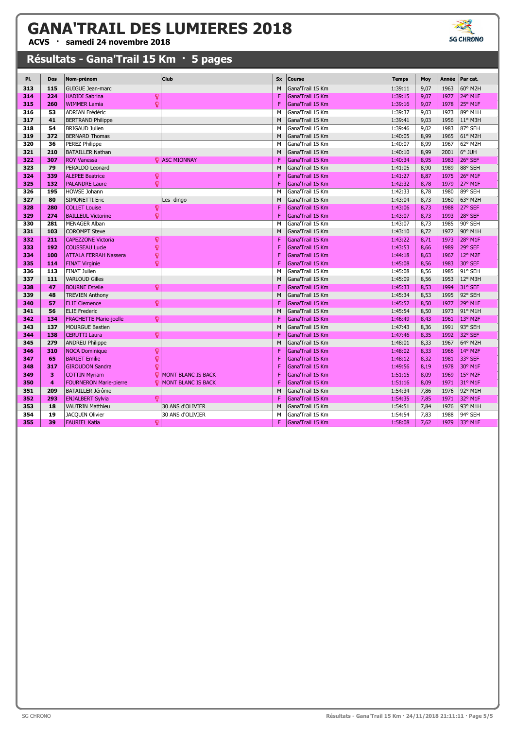# GANA'TRAIL DES LUMIERES 2018

**ACVS · samedi 24 novembre 2018**

## Résultats - Gana'Trail 15 Km · 5 pages

| Pl. | Dos | Nom-prénom | Club | Sx | Course | Temps | Moy | Année | Par cat. |
|---|---|---|---|---|---|---|---|---|---|
| 313 | 115 | GUIGUE Jean-marc | | M | Gana'Trail 15 Km | 1:39:11 | 9,07 | 1963 | 60° M2H |
| 314 | 224 | HADIDI Sabrina | | F | Gana'Trail 15 Km | 1:39:15 | 9,07 | 1977 | 24° M1F |
| 315 | 260 | WIMMER Lamia | | F | Gana'Trail 15 Km | 1:39:16 | 9,07 | 1978 | 25° M1F |
| 316 | 53 | ADRIAN Frédéric | | M | Gana'Trail 15 Km | 1:39:37 | 9,03 | 1973 | 89° M1H |
| 317 | 41 | BERTRAND Philippe | | M | Gana'Trail 15 Km | 1:39:41 | 9,03 | 1956 | 11° M3H |
| 318 | 54 | BRIGAUD Julien | | M | Gana'Trail 15 Km | 1:39:46 | 9,02 | 1983 | 87° SEH |
| 319 | 372 | BERNARD Thomas | | M | Gana'Trail 15 Km | 1:40:05 | 8,99 | 1965 | 61° M2H |
| 320 | 36 | PEREZ Philippe | | M | Gana'Trail 15 Km | 1:40:07 | 8,99 | 1967 | 62° M2H |
| 321 | 210 | BATAILLER Nathan | | M | Gana'Trail 15 Km | 1:40:10 | 8,99 | 2001 | 6° JUH |
| 322 | 307 | ROY Vanessa | ASC MIONNAY | F | Gana'Trail 15 Km | 1:40:34 | 8,95 | 1983 | 26° SEF |
| 323 | 79 | PERALDO Leonard | | M | Gana'Trail 15 Km | 1:41:05 | 8,90 | 1989 | 88° SEH |
| 324 | 339 | ALEPEE Beatrice | | F | Gana'Trail 15 Km | 1:41:27 | 8,87 | 1975 | 26° M1F |
| 325 | 132 | PALANDRE Laure | | F | Gana'Trail 15 Km | 1:42:32 | 8,78 | 1979 | 27° M1F |
| 326 | 195 | HOWSE Johann | | M | Gana'Trail 15 Km | 1:42:33 | 8,78 | 1980 | 89° SEH |
| 327 | 80 | SIMONETTI Eric | Les dingo | M | Gana'Trail 15 Km | 1:43:04 | 8,73 | 1960 | 63° M2H |
| 328 | 280 | COLLET Louise | | F | Gana'Trail 15 Km | 1:43:06 | 8,73 | 1988 | 27° SEF |
| 329 | 274 | BAILLEUL Victorine | | F | Gana'Trail 15 Km | 1:43:07 | 8,73 | 1993 | 28° SEF |
| 330 | 281 | MENAGER Alban | | M | Gana'Trail 15 Km | 1:43:07 | 8,73 | 1985 | 90° SEH |
| 331 | 103 | COROMPT Steve | | M | Gana'Trail 15 Km | 1:43:10 | 8,72 | 1972 | 90° M1H |
| 332 | 211 | CAPEZZONE Victoria | | F | Gana'Trail 15 Km | 1:43:22 | 8,71 | 1973 | 28° M1F |
| 333 | 192 | COUSSEAU Lucie | | F | Gana'Trail 15 Km | 1:43:53 | 8,66 | 1989 | 29° SEF |
| 334 | 100 | ATTALA FERRAH Nassera | | F | Gana'Trail 15 Km | 1:44:18 | 8,63 | 1967 | 12° M2F |
| 335 | 114 | FINAT Virginie | | F | Gana'Trail 15 Km | 1:45:08 | 8,56 | 1983 | 30° SEF |
| 336 | 113 | FINAT Julien | | M | Gana'Trail 15 Km | 1:45:08 | 8,56 | 1985 | 91° SEH |
| 337 | 111 | VARLOUD Gilles | | M | Gana'Trail 15 Km | 1:45:09 | 8,56 | 1953 | 12° M3H |
| 338 | 47 | BOURNE Estelle | | F | Gana'Trail 15 Km | 1:45:33 | 8,53 | 1994 | 31° SEF |
| 339 | 48 | TREVIEN Anthony | | M | Gana'Trail 15 Km | 1:45:34 | 8,53 | 1995 | 92° SEH |
| 340 | 57 | ELIE Clemence | | F | Gana'Trail 15 Km | 1:45:52 | 8,50 | 1977 | 29° M1F |
| 341 | 56 | ELIE Frederic | | M | Gana'Trail 15 Km | 1:45:54 | 8,50 | 1973 | 91° M1H |
| 342 | 134 | FRACHETTE Marie-joelle | | F | Gana'Trail 15 Km | 1:46:49 | 8,43 | 1961 | 13° M2F |
| 343 | 137 | MOURGUE Bastien | | M | Gana'Trail 15 Km | 1:47:43 | 8,36 | 1991 | 93° SEH |
| 344 | 138 | CERUTTI Laura | | F | Gana'Trail 15 Km | 1:47:46 | 8,35 | 1992 | 32° SEF |
| 345 | 279 | ANDREU Philippe | | M | Gana'Trail 15 Km | 1:48:01 | 8,33 | 1967 | 64° M2H |
| 346 | 310 | NOCA Dominique | | F | Gana'Trail 15 Km | 1:48:02 | 8,33 | 1966 | 14° M2F |
| 347 | 65 | BARLET Emilie | | F | Gana'Trail 15 Km | 1:48:12 | 8,32 | 1981 | 33° SEF |
| 348 | 317 | GIROUDON Sandra | | F | Gana'Trail 15 Km | 1:49:56 | 8,19 | 1978 | 30° M1F |
| 349 | 3 | COTTIN Myriam | MONT BLANC IS BACK | F | Gana'Trail 15 Km | 1:51:15 | 8,09 | 1969 | 15° M2F |
| 350 | 4 | FOURNERON Marie-pierre | MONT BLANC IS BACK | F | Gana'Trail 15 Km | 1:51:16 | 8,09 | 1971 | 31° M1F |
| 351 | 209 | BATAILLER Jérôme | | M | Gana'Trail 15 Km | 1:54:34 | 7,86 | 1976 | 92° M1H |
| 352 | 293 | ENJALBERT Sylvia | | F | Gana'Trail 15 Km | 1:54:35 | 7,85 | 1971 | 32° M1F |
| 353 | 18 | VAUTRIN Matthieu | 30 ANS d'OLIVIER | M | Gana'Trail 15 Km | 1:54:51 | 7,84 | 1976 | 93° M1H |
| 354 | 19 | JACQUIN Olivier | 30 ANS d'OLIVIER | M | Gana'Trail 15 Km | 1:54:54 | 7,83 | 1988 | 94° SEH |
| 355 | 39 | FAURIEL Katia | | F | Gana'Trail 15 Km | 1:58:08 | 7,62 | 1979 | 33° M1F |